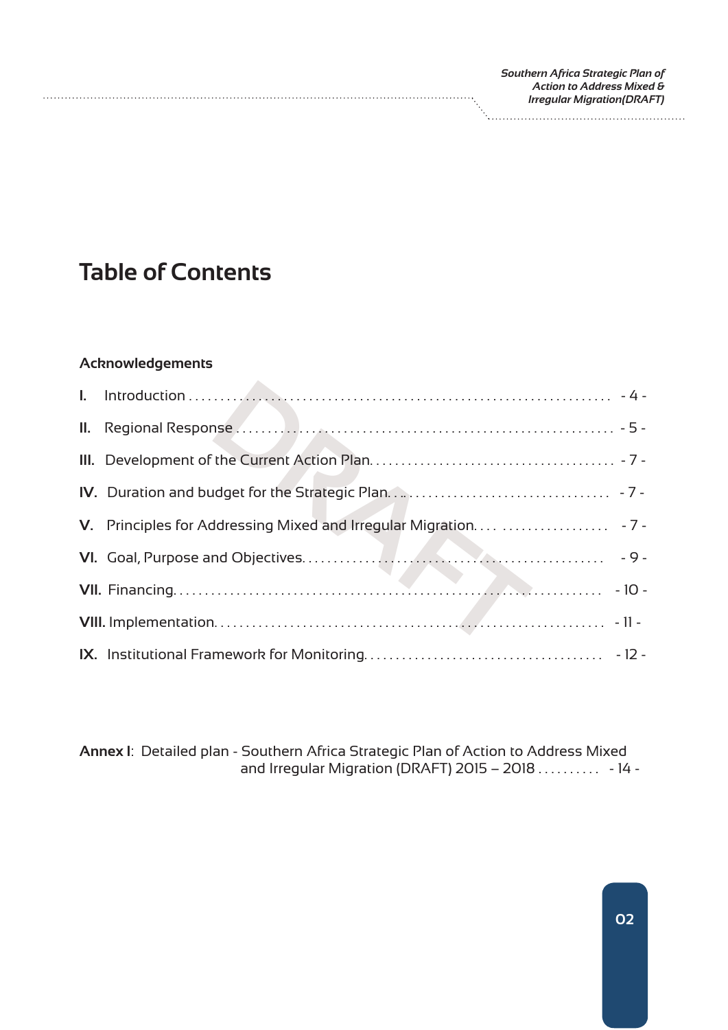# Table of Contents

**Acknowledgements**

**I.** Introduction . . . . . . . . . . . . . . . . . . . . . . . . . . . . . . . . . . . . . . . . . . . . . . . . . . . . . . . . . . . . . . . - 4 -

**II.** Regional Response . . . . . . . . . . . . . . . . . . . . . . . . . . . . . . . . . . . . . . . . . . . . . . . . . . . . . . . . . . - 5 -

**III.** Development of the Current Action Plan. . . . . . . . . . . . . . . . . . . . . . . . . . . . . . . . . . . . . . . - 7 -

**IV.** Duration and budget for the Strategic Plan. . . . . . . . . . . . . . . . . . . . . . . . . . . . . . . . . . . . - 7 -

**V.** Principles for Addressing Mixed and Irregular Migration. . . . . . . . . . . . . . . . . . . . . . . . - 7 -

**VI.** Goal, Purpose and Objectives. . . . . . . . . . . . . . . . . . . . . . . . . . . . . . . . . . . . . . . . . . . . . . . . - 9 -

**VII.** Financing. . . . . . . . . . . . . . . . . . . . . . . . . . . . . . . . . . . . . . . . . . . . . . . . . . . . . . . . . . . . . . . . - 10 -

**VIII.** Implementation. . . . . . . . . . . . . . . . . . . . . . . . . . . . . . . . . . . . . . . . . . . . . . . . . . . . . . . . . . - 11 -

**IX.** Institutional Framework for Monitoring. . . . . . . . . . . . . . . . . . . . . . . . . . . . . . . . . . . . . . - 12 -

**Annex I**: Detailed plan - Southern Africa Strategic Plan of Action to Address Mixed and Irregular Migration (DRAFT) 2015 – 2018 . . . . . . . . . . - 14 -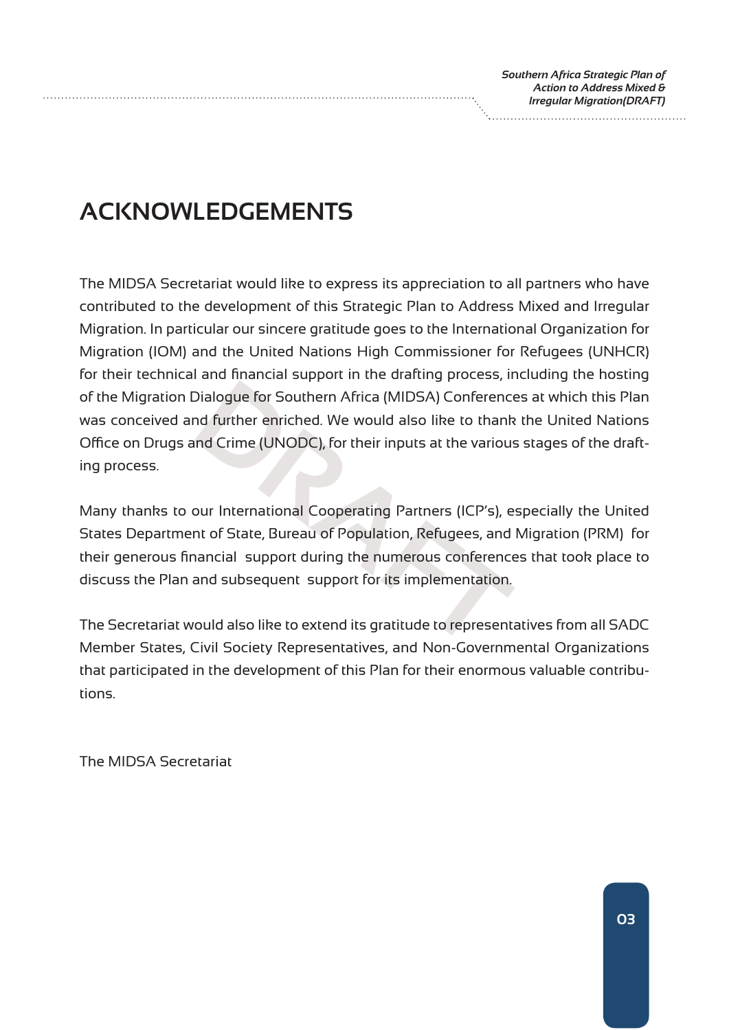# ACKNOWLEDGEMENTS

The MIDSA Secretariat would like to express its appreciation to all partners who have contributed to the development of this Strategic Plan to Address Mixed and Irregular Migration. In particular our sincere gratitude goes to the International Organization for Migration (IOM) and the United Nations High Commissioner for Refugees (UNHCR) for their technical and financial support in the drafting process, including the hosting of the Migration Dialogue for Southern Africa (MIDSA) Conferences at which this Plan was conceived and further enriched. We would also like to thank the United Nations Office on Drugs and Crime (UNODC), for their inputs at the various stages of the drafting process.

Many thanks to our International Cooperating Partners (ICP's), especially the United States Department of State, Bureau of Population, Refugees, and Migration (PRM) for their generous financial support during the numerous conferences that took place to discuss the Plan and subsequent support for its implementation.

The Secretariat would also like to extend its gratitude to representatives from all SADC Member States, Civil Society Representatives, and Non-Governmental Organizations that participated in the development of this Plan for their enormous valuable contributions.

The MIDSA Secretariat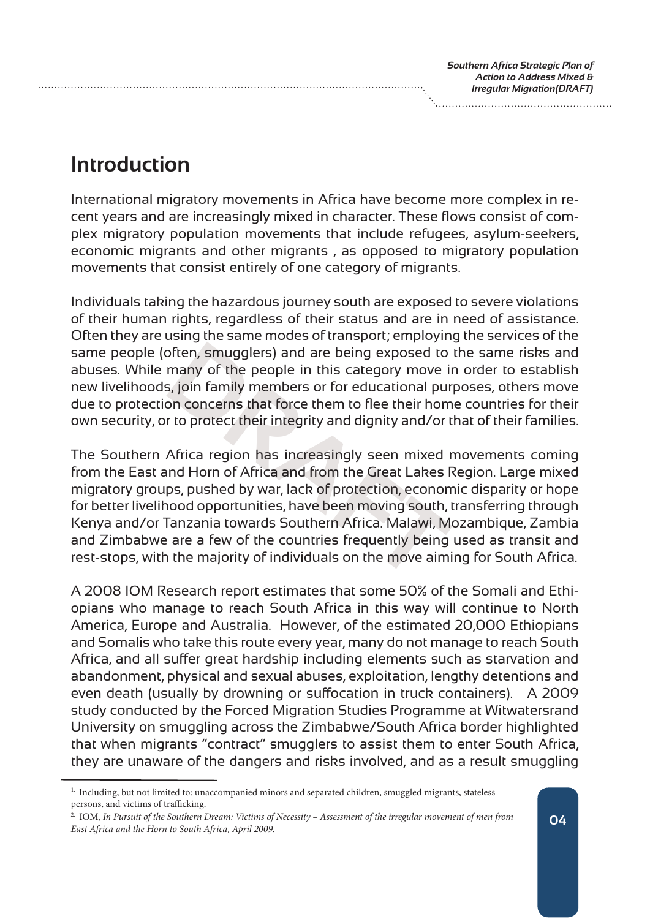# Introduction

International migratory movements in Africa have become more complex in recent years and are increasingly mixed in character. These flows consist of complex migratory population movements that include refugees, asylum-seekers, economic migrants and other migrants , as opposed to migratory population movements that consist entirely of one category of migrants.

Individuals taking the hazardous journey south are exposed to severe violations of their human rights, regardless of their status and are in need of assistance. Often they are using the same modes of transport; employing the services of the same people (often, smugglers) and are being exposed to the same risks and abuses. While many of the people in this category move in order to establish new livelihoods, join family members or for educational purposes, others move due to protection concerns that force them to flee their home countries for their own security, or to protect their integrity and dignity and/or that of their families.

The Southern Africa region has increasingly seen mixed movements coming from the East and Horn of Africa and from the Great Lakes Region. Large mixed migratory groups, pushed by war, lack of protection, economic disparity or hope for better livelihood opportunities, have been moving south, transferring through Kenya and/or Tanzania towards Southern Africa. Malawi, Mozambique, Zambia and Zimbabwe are a few of the countries frequently being used as transit and rest-stops, with the majority of individuals on the move aiming for South Africa.

A 2008 IOM Research report estimates that some 50% of the Somali and Ethiopians who manage to reach South Africa in this way will continue to North America, Europe and Australia. However, of the estimated 20,000 Ethiopians and Somalis who take this route every year, many do not manage to reach South Africa, and all suffer great hardship including elements such as starvation and abandonment, physical and sexual abuses, exploitation, lengthy detentions and even death (usually by drowning or suffocation in truck containers). A 2009 study conducted by the Forced Migration Studies Programme at Witwatersrand University on smuggling across the Zimbabwe/South Africa border highlighted that when migrants "contract" smugglers to assist them to enter South Africa, they are unaware of the dangers and risks involved, and as a result smuggling

---

[1] Including, but not limited to: unaccompanied minors and separated children, smuggled migrants, stateless persons, and victims of trafficking.

[2] IOM, *In Pursuit of the Southern Dream: Victims of Necessity – Assessment of the irregular movement of men from East Africa and the Horn to South Africa, April 2009.*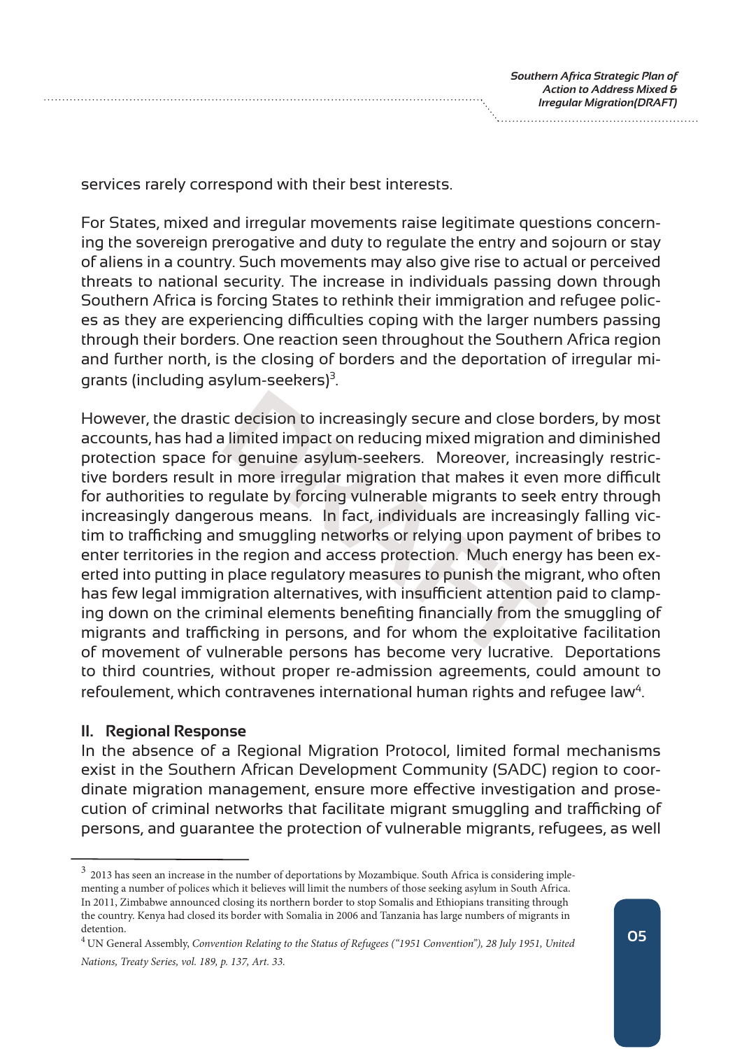services rarely correspond with their best interests.

For States, mixed and irregular movements raise legitimate questions concerning the sovereign prerogative and duty to regulate the entry and sojourn or stay of aliens in a country. Such movements may also give rise to actual or perceived threats to national security. The increase in individuals passing down through Southern Africa is forcing States to rethink their immigration and refugee policies as they are experiencing difficulties coping with the larger numbers passing through their borders. One reaction seen throughout the Southern Africa region and further north, is the closing of borders and the deportation of irregular migrants (including asylum-seekers)[3].

However, the drastic decision to increasingly secure and close borders, by most accounts, has had a limited impact on reducing mixed migration and diminished protection space for genuine asylum-seekers. Moreover, increasingly restrictive borders result in more irregular migration that makes it even more difficult for authorities to regulate by forcing vulnerable migrants to seek entry through increasingly dangerous means. In fact, individuals are increasingly falling victim to trafficking and smuggling networks or relying upon payment of bribes to enter territories in the region and access protection. Much energy has been exerted into putting in place regulatory measures to punish the migrant, who often has few legal immigration alternatives, with insufficient attention paid to clamping down on the criminal elements benefiting financially from the smuggling of migrants and trafficking in persons, and for whom the exploitative facilitation of movement of vulnerable persons has become very lucrative. Deportations to third countries, without proper re-admission agreements, could amount to refoulement, which contravenes international human rights and refugee law[4].

## II. Regional Response

In the absence of a Regional Migration Protocol, limited formal mechanisms exist in the Southern African Development Community (SADC) region to coordinate migration management, ensure more effective investigation and prosecution of criminal networks that facilitate migrant smuggling and trafficking of persons, and guarantee the protection of vulnerable migrants, refugees, as well

---

[3] 2013 has seen an increase in the number of deportations by Mozambique. South Africa is considering implementing a number of polices which it believes will limit the numbers of those seeking asylum in South Africa. In 2011, Zimbabwe announced closing its northern border to stop Somalis and Ethiopians transiting through the country. Kenya had closed its border with Somalia in 2006 and Tanzania has large numbers of migrants in detention.

[4] UN General Assembly, *Convention Relating to the Status of Refugees ("1951 Convention"), 28 July 1951, United Nations, Treaty Series, vol. 189, p. 137, Art. 33.*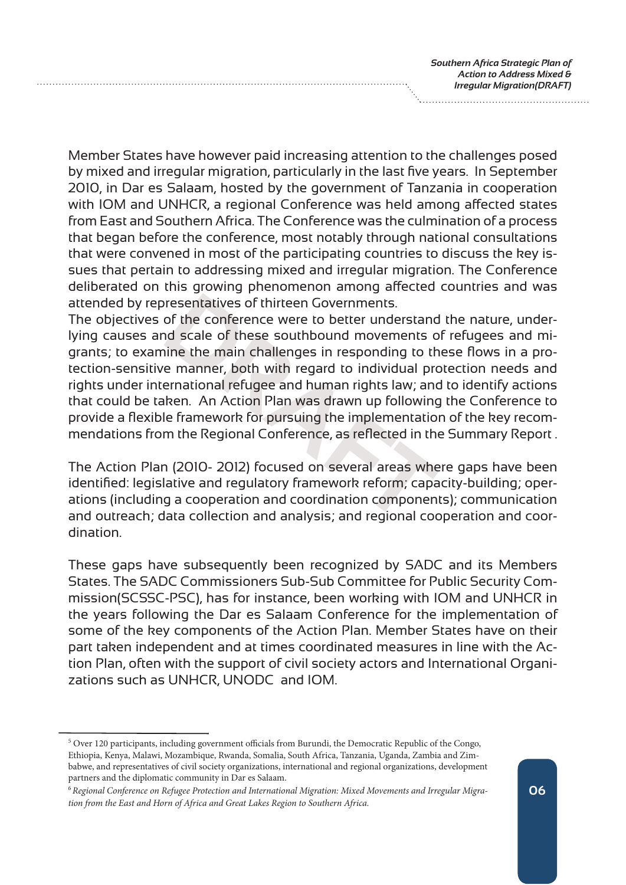Member States have however paid increasing attention to the challenges posed by mixed and irregular migration, particularly in the last five years. In September 2010, in Dar es Salaam, hosted by the government of Tanzania in cooperation with IOM and UNHCR, a regional Conference was held among affected states from East and Southern Africa. The Conference was the culmination of a process that began before the conference, most notably through national consultations that were convened in most of the participating countries to discuss the key issues that pertain to addressing mixed and irregular migration. The Conference deliberated on this growing phenomenon among affected countries and was attended by representatives of thirteen Governments.

The objectives of the conference were to better understand the nature, underlying causes and scale of these southbound movements of refugees and migrants; to examine the main challenges in responding to these flows in a protection-sensitive manner, both with regard to individual protection needs and rights under international refugee and human rights law; and to identify actions that could be taken. An Action Plan was drawn up following the Conference to provide a flexible framework for pursuing the implementation of the key recommendations from the Regional Conference, as reflected in the Summary Report .

The Action Plan (2010- 2012) focused on several areas where gaps have been identified: legislative and regulatory framework reform; capacity-building; operations (including a cooperation and coordination components); communication and outreach; data collection and analysis; and regional cooperation and coordination.

These gaps have subsequently been recognized by SADC and its Members States. The SADC Commissioners Sub-Sub Committee for Public Security Commission(SCSSC-PSC), has for instance, been working with IOM and UNHCR in the years following the Dar es Salaam Conference for the implementation of some of the key components of the Action Plan. Member States have on their part taken independent and at times coordinated measures in line with the Action Plan, often with the support of civil society actors and International Organizations such as UNHCR, UNODC and IOM.

---

[5] Over 120 participants, including government officials from Burundi, the Democratic Republic of the Congo, Ethiopia, Kenya, Malawi, Mozambique, Rwanda, Somalia, South Africa, Tanzania, Uganda, Zambia and Zimbabwe, and representatives of civil society organizations, international and regional organizations, development partners and the diplomatic community in Dar es Salaam.

[6] *Regional Conference on Refugee Protection and International Migration: Mixed Movements and Irregular Migration from the East and Horn of Africa and Great Lakes Region to Southern Africa.*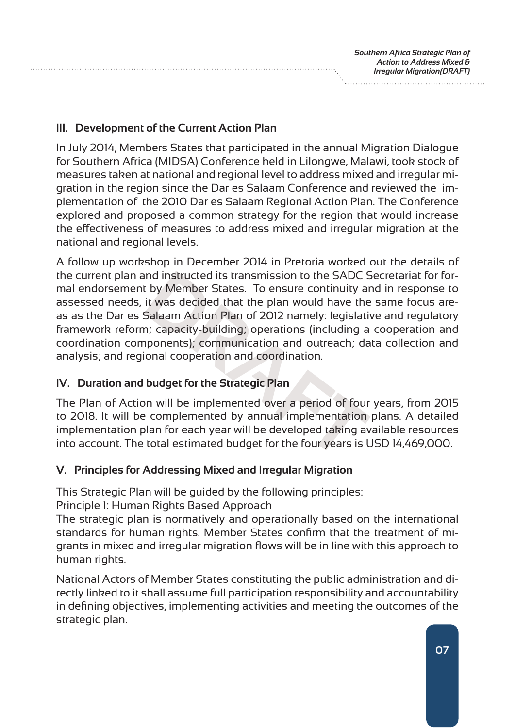## III. Development of the Current Action Plan

In July 2014, Members States that participated in the annual Migration Dialogue for Southern Africa (MIDSA) Conference held in Lilongwe, Malawi, took stock of measures taken at national and regional level to address mixed and irregular migration in the region since the Dar es Salaam Conference and reviewed the implementation of the 2010 Dar es Salaam Regional Action Plan. The Conference explored and proposed a common strategy for the region that would increase the effectiveness of measures to address mixed and irregular migration at the national and regional levels.

A follow up workshop in December 2014 in Pretoria worked out the details of the current plan and instructed its transmission to the SADC Secretariat for formal endorsement by Member States. To ensure continuity and in response to assessed needs, it was decided that the plan would have the same focus areas as the Dar es Salaam Action Plan of 2012 namely: legislative and regulatory framework reform; capacity-building; operations (including a cooperation and coordination components); communication and outreach; data collection and analysis; and regional cooperation and coordination.

## IV. Duration and budget for the Strategic Plan

The Plan of Action will be implemented over a period of four years, from 2015 to 2018. It will be complemented by annual implementation plans. A detailed implementation plan for each year will be developed taking available resources into account. The total estimated budget for the four years is USD 14,469,000.

## V. Principles for Addressing Mixed and Irregular Migration

This Strategic Plan will be guided by the following principles:

Principle 1: Human Rights Based Approach

The strategic plan is normatively and operationally based on the international standards for human rights. Member States confirm that the treatment of migrants in mixed and irregular migration flows will be in line with this approach to human rights.

National Actors of Member States constituting the public administration and directly linked to it shall assume full participation responsibility and accountability in defining objectives, implementing activities and meeting the outcomes of the strategic plan.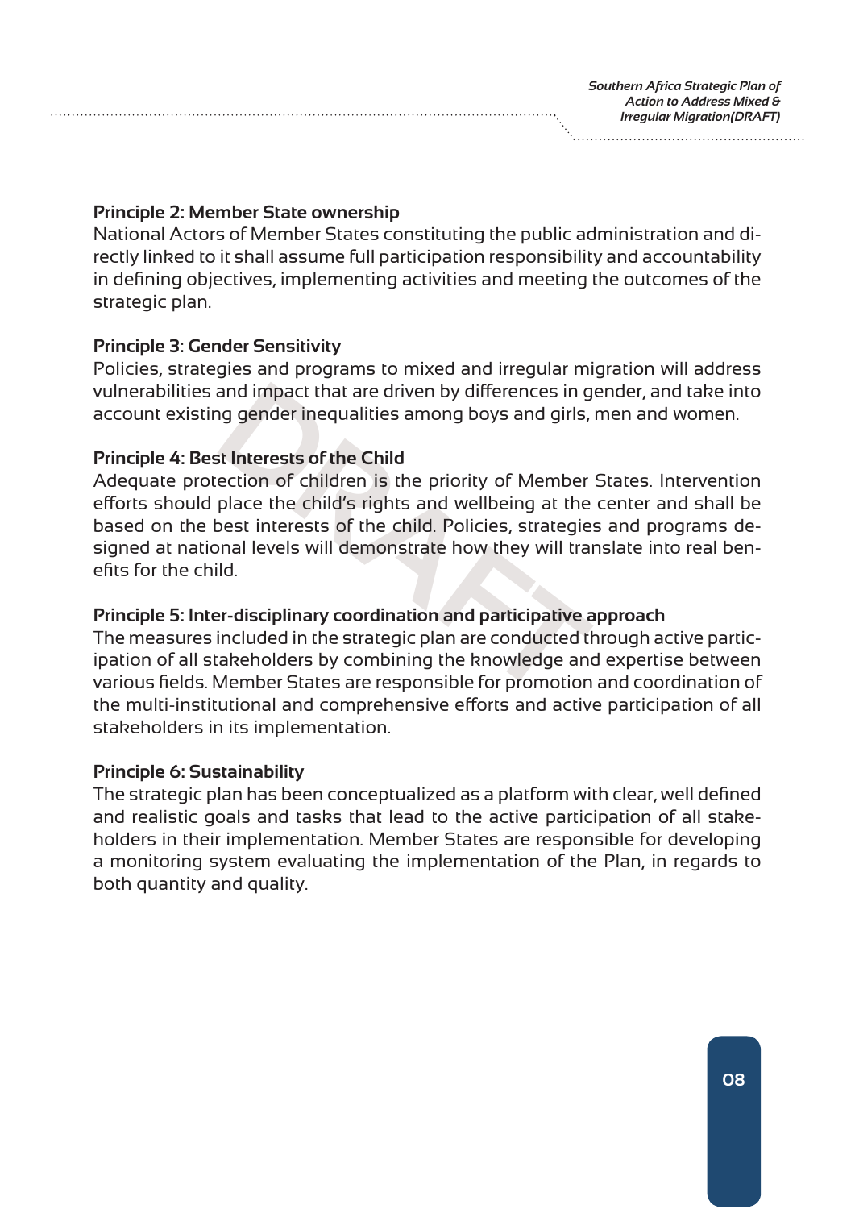**Principle 2: Member State ownership**

National Actors of Member States constituting the public administration and directly linked to it shall assume full participation responsibility and accountability in defining objectives, implementing activities and meeting the outcomes of the strategic plan.

**Principle 3: Gender Sensitivity**

Policies, strategies and programs to mixed and irregular migration will address vulnerabilities and impact that are driven by differences in gender, and take into account existing gender inequalities among boys and girls, men and women.

**Principle 4: Best Interests of the Child**

Adequate protection of children is the priority of Member States. Intervention efforts should place the child's rights and wellbeing at the center and shall be based on the best interests of the child. Policies, strategies and programs designed at national levels will demonstrate how they will translate into real benefits for the child.

**Principle 5: Inter-disciplinary coordination and participative approach**

The measures included in the strategic plan are conducted through active participation of all stakeholders by combining the knowledge and expertise between various fields. Member States are responsible for promotion and coordination of the multi-institutional and comprehensive efforts and active participation of all stakeholders in its implementation.

**Principle 6: Sustainability**

The strategic plan has been conceptualized as a platform with clear, well defined and realistic goals and tasks that lead to the active participation of all stakeholders in their implementation. Member States are responsible for developing a monitoring system evaluating the implementation of the Plan, in regards to both quantity and quality.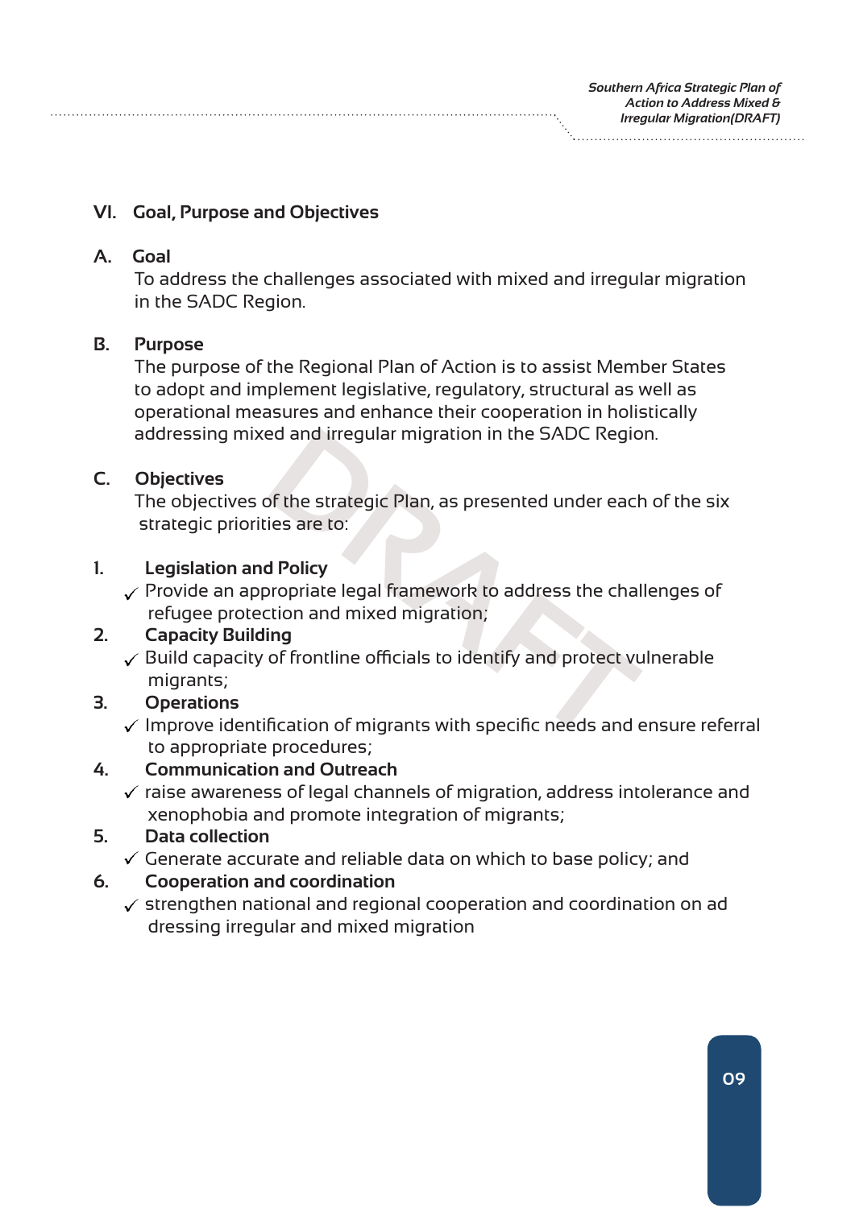## VI. Goal, Purpose and Objectives

### A. Goal

To address the challenges associated with mixed and irregular migration in the SADC Region.

### B. Purpose

The purpose of the Regional Plan of Action is to assist Member States to adopt and implement legislative, regulatory, structural as well as operational measures and enhance their cooperation in holistically addressing mixed and irregular migration in the SADC Region.

### C. Objectives

The objectives of the strategic Plan, as presented under each of the six strategic priorities are to:

1. **Legislation and Policy**
   - ✓ Provide an appropriate legal framework to address the challenges of refugee protection and mixed migration;
2. **Capacity Building**
   - ✓ Build capacity of frontline officials to identify and protect vulnerable migrants;
3. **Operations**
   - ✓ Improve identification of migrants with specific needs and ensure referral to appropriate procedures;
4. **Communication and Outreach**
   - ✓ raise awareness of legal channels of migration, address intolerance and xenophobia and promote integration of migrants;
5. **Data collection**
   - ✓ Generate accurate and reliable data on which to base policy; and
6. **Cooperation and coordination**
   - ✓ strengthen national and regional cooperation and coordination on ad dressing irregular and mixed migration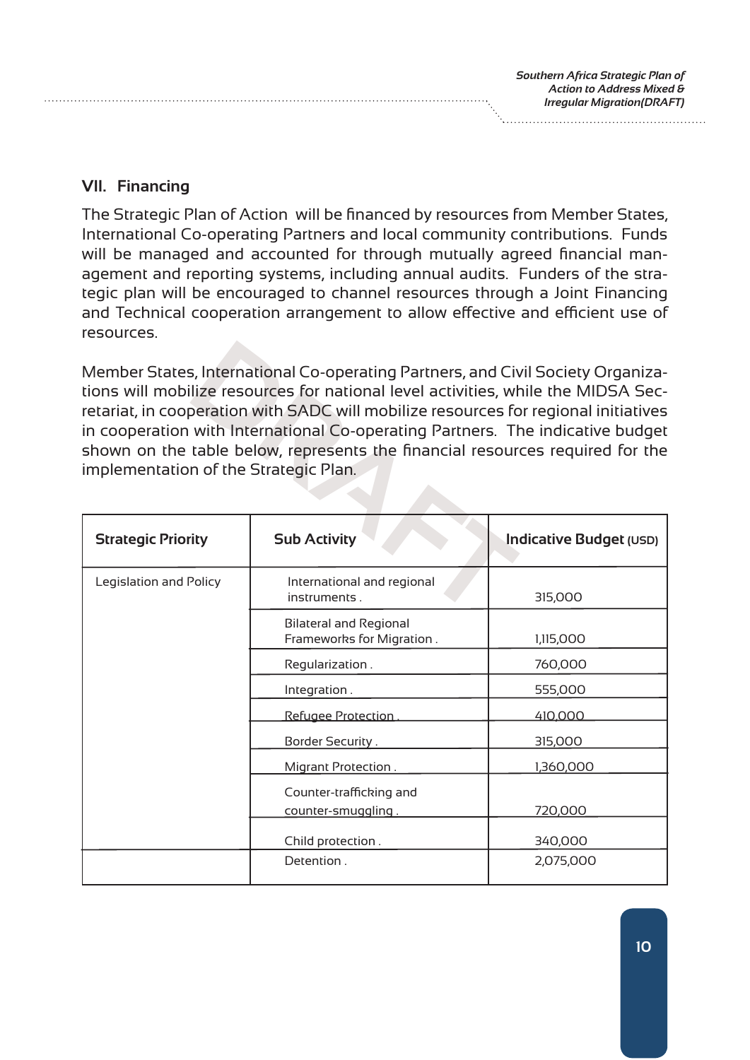## VII. Financing

The Strategic Plan of Action will be financed by resources from Member States, International Co-operating Partners and local community contributions. Funds will be managed and accounted for through mutually agreed financial management and reporting systems, including annual audits. Funders of the strategic plan will be encouraged to channel resources through a Joint Financing and Technical cooperation arrangement to allow effective and efficient use of resources.

Member States, International Co-operating Partners, and Civil Society Organizations will mobilize resources for national level activities, while the MIDSA Secretariat, in cooperation with SADC will mobilize resources for regional initiatives in cooperation with International Co-operating Partners. The indicative budget shown on the table below, represents the financial resources required for the implementation of the Strategic Plan.

| Strategic Priority | Sub Activity | Indicative Budget (USD) |
|---|---|---|
| Legislation and Policy | International and regional instruments . | 315,000 |
| | Bilateral and Regional Frameworks for Migration . | 1,115,000 |
| | Regularization . | 760,000 |
| | Integration . | 555,000 |
| | Refugee Protection . | 410,000 |
| | Border Security . | 315,000 |
| | Migrant Protection . | 1,360,000 |
| | Counter-trafficking and counter-smuggling . | 720,000 |
| | Child protection . | 340,000 |
| | Detention . | 2,075,000 |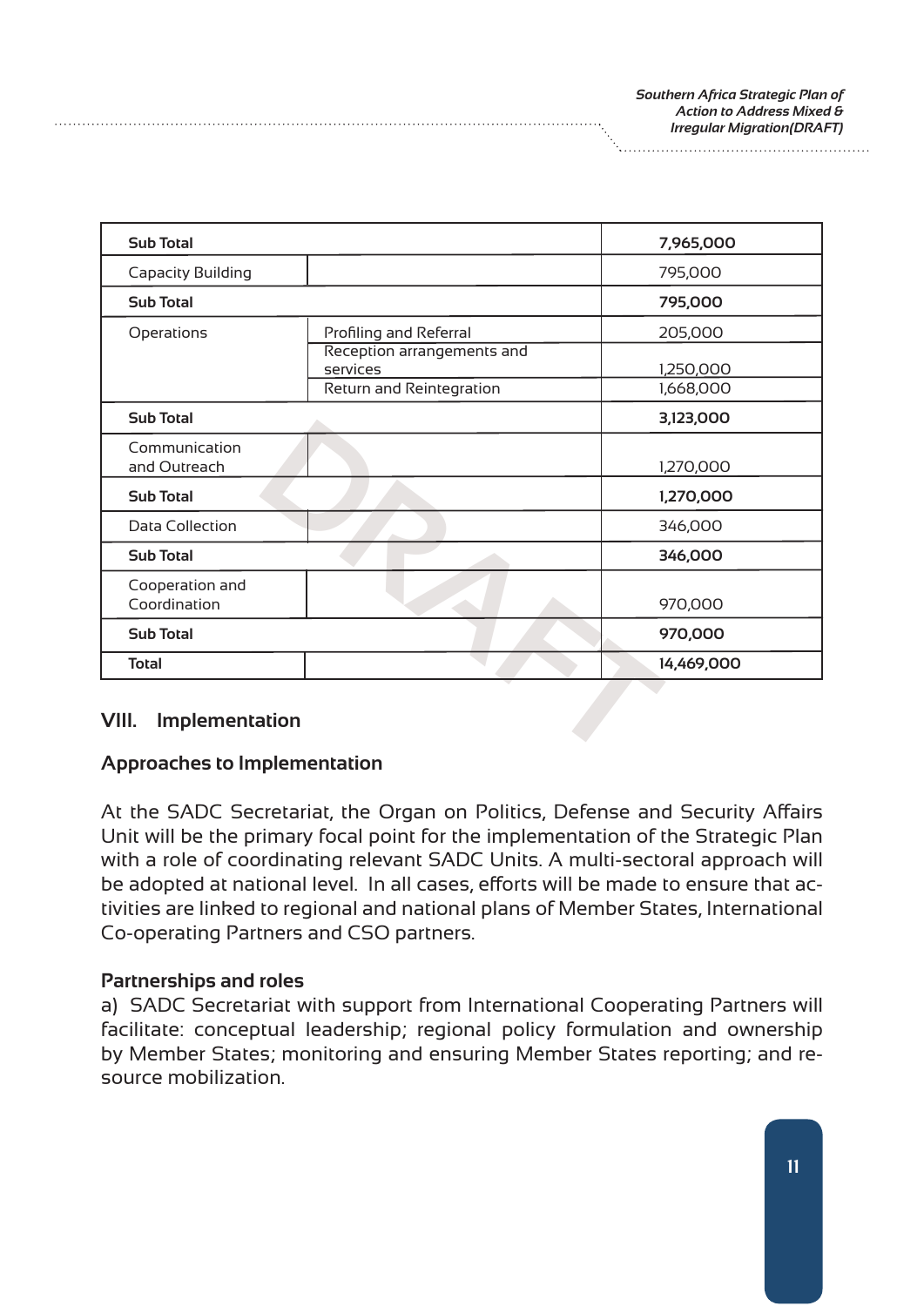| | | |
|---|---|---|
| **Sub Total** | | **7,965,000** |
| Capacity Building | | 795,000 |
| **Sub Total** | | **795,000** |
| Operations | Profiling and Referral | 205,000 |
| | Reception arrangements and services | 1,250,000 |
| | Return and Reintegration | 1,668,000 |
| **Sub Total** | | **3,123,000** |
| Communication and Outreach | | 1,270,000 |
| **Sub Total** | | **1,270,000** |
| Data Collection | | 346,000 |
| **Sub Total** | | **346,000** |
| Cooperation and Coordination | | 970,000 |
| **Sub Total** | | **970,000** |
| **Total** | | **14,469,000** |

## VIII. Implementation

### Approaches to Implementation

At the SADC Secretariat, the Organ on Politics, Defense and Security Affairs Unit will be the primary focal point for the implementation of the Strategic Plan with a role of coordinating relevant SADC Units. A multi-sectoral approach will be adopted at national level. In all cases, efforts will be made to ensure that activities are linked to regional and national plans of Member States, International Co-operating Partners and CSO partners.

### Partnerships and roles

a) SADC Secretariat with support from International Cooperating Partners will facilitate: conceptual leadership; regional policy formulation and ownership by Member States; monitoring and ensuring Member States reporting; and resource mobilization.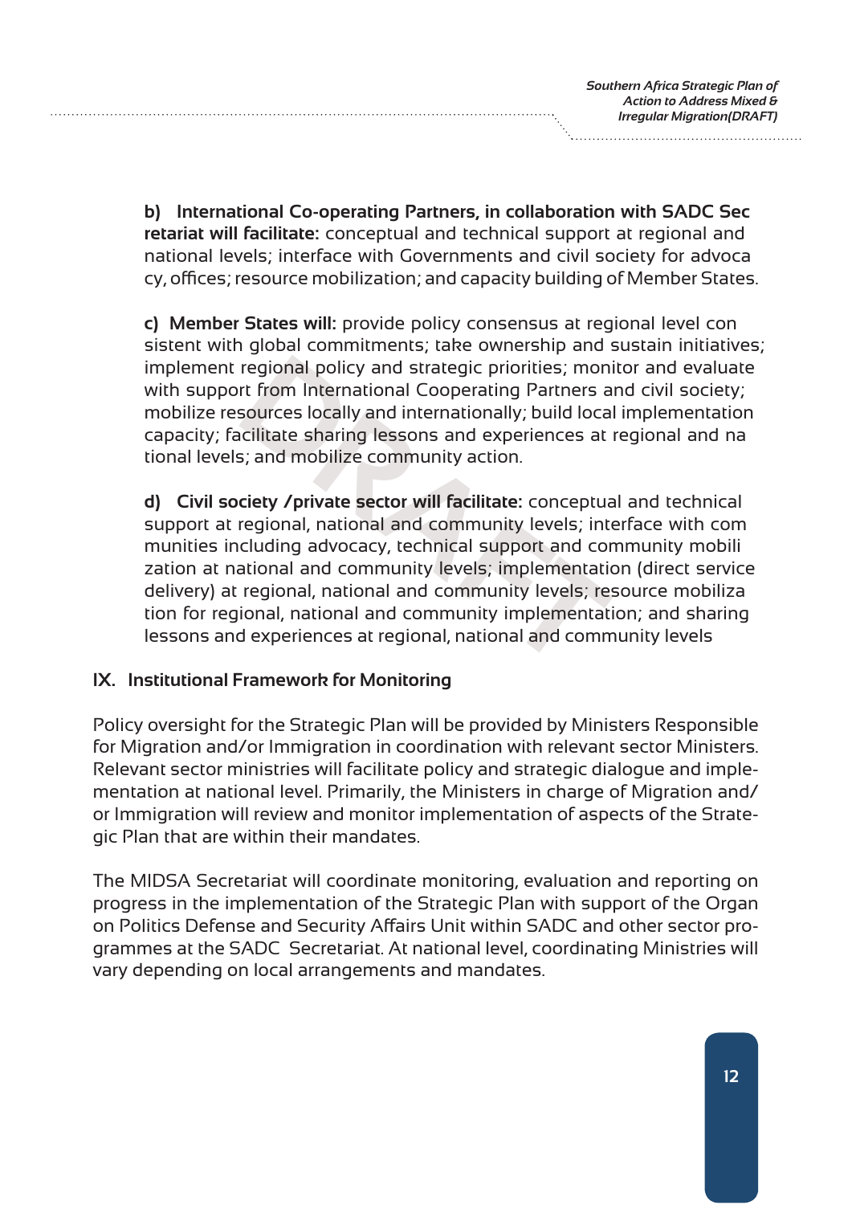**b) International Co-operating Partners, in collaboration with SADC Secretariat will facilitate:** conceptual and technical support at regional and national levels; interface with Governments and civil society for advocacy, offices; resource mobilization; and capacity building of Member States.

**c) Member States will:** provide policy consensus at regional level consistent with global commitments; take ownership and sustain initiatives; implement regional policy and strategic priorities; monitor and evaluate with support from International Cooperating Partners and civil society; mobilize resources locally and internationally; build local implementation capacity; facilitate sharing lessons and experiences at regional and national levels; and mobilize community action.

**d) Civil society /private sector will facilitate:** conceptual and technical support at regional, national and community levels; interface with communities including advocacy, technical support and community mobilization at national and community levels; implementation (direct service delivery) at regional, national and community levels; resource mobilization for regional, national and community implementation; and sharing lessons and experiences at regional, national and community levels

## IX. Institutional Framework for Monitoring

Policy oversight for the Strategic Plan will be provided by Ministers Responsible for Migration and/or Immigration in coordination with relevant sector Ministers. Relevant sector ministries will facilitate policy and strategic dialogue and implementation at national level. Primarily, the Ministers in charge of Migration and/or Immigration will review and monitor implementation of aspects of the Strategic Plan that are within their mandates.

The MIDSA Secretariat will coordinate monitoring, evaluation and reporting on progress in the implementation of the Strategic Plan with support of the Organ on Politics Defense and Security Affairs Unit within SADC and other sector programmes at the SADC Secretariat. At national level, coordinating Ministries will vary depending on local arrangements and mandates.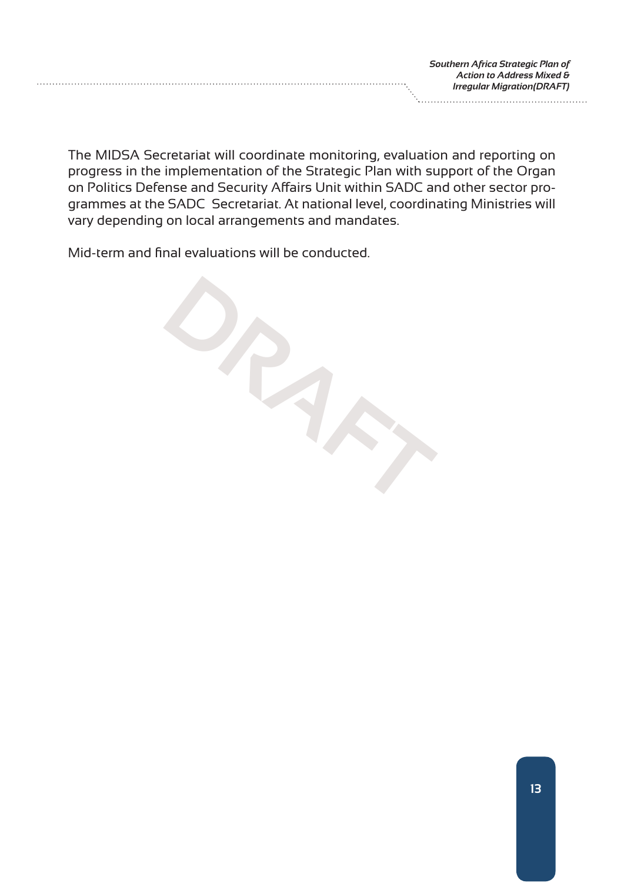The MIDSA Secretariat will coordinate monitoring, evaluation and reporting on progress in the implementation of the Strategic Plan with support of the Organ on Politics Defense and Security Affairs Unit within SADC and other sector programmes at the SADC Secretariat. At national level, coordinating Ministries will vary depending on local arrangements and mandates.

Mid-term and final evaluations will be conducted.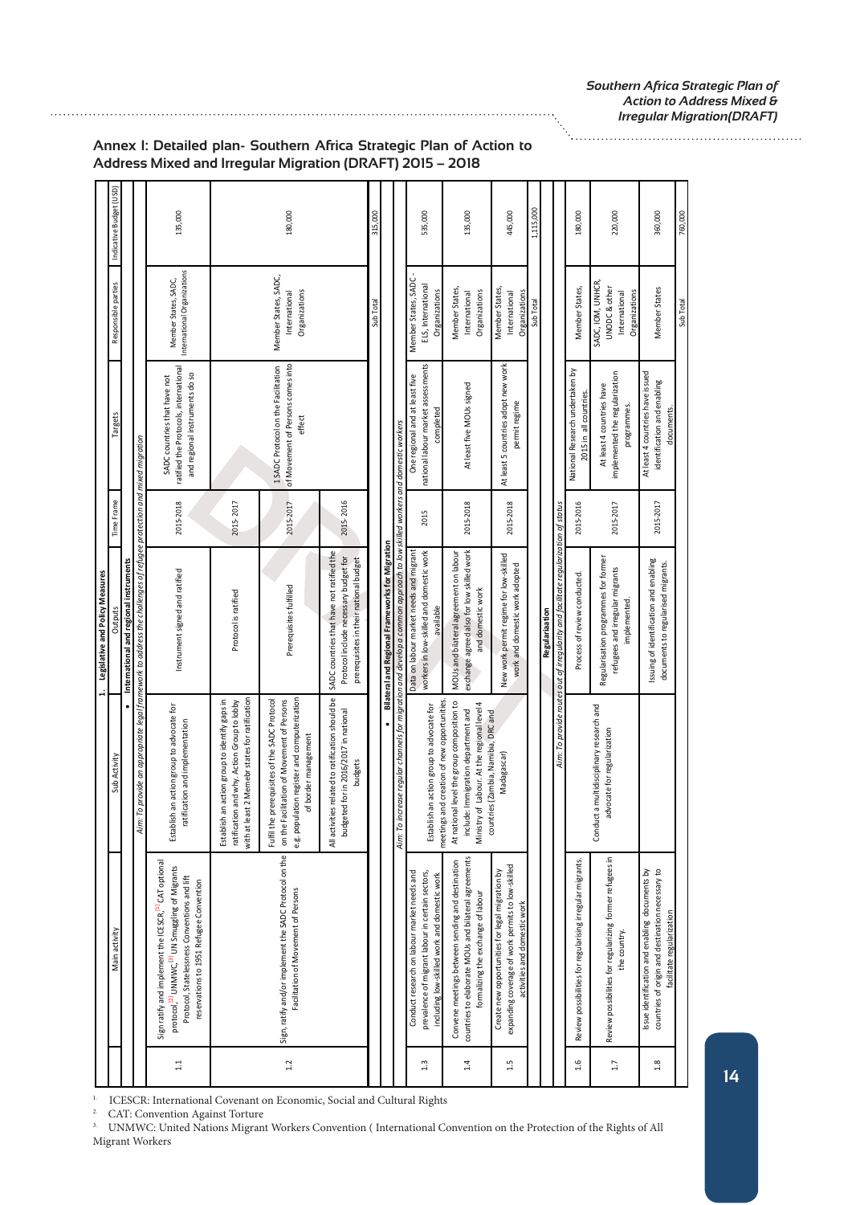## Annex I: Detailed plan- Southern Africa Strategic Plan of Action to Address Mixed and Irregular Migration (DRAFT) 2015 – 2018

| | Main activity | Sub Activity | Outputs | Time Frame | Targets | Responsible parties | Indicative Budget (USD) |
|---|---|---|---|---|---|---|---|
| | **1. Legislative and Policy Measures** | | | | | | |
| | **• International and regional instruments** | | | | | | |
| | *Aim: To provide an appropriate legal framework to address the challenges of refugee protection and mixed migration* | | | | | | |
| 1.1 | Sign ratify and implement the ICESCR,[1] CAT optional protocol,[2] UNMWC,[3] UN Smuggling of Migrants Protocol, Statelessness Conventions and lift reservations to 1951 Refugee Convention | Establish an action group to advocate for ratification and implementation | Instrument signed and ratified | 2015-2018 | SADC countries that have not ratified the Protocols, international and regional instruments do so | Member States, SADC, International Organizations | 135,000 |
| 1.2 | Sign, ratify and/or implement the SADC Protocol on the Facilitation of Movement of Persons | Establish an action group to identify gaps in ratification and why. Action Group to lobby with at least 2 Memebr states for ratification | Protocol is ratified | 2015-2017 | 1 SADC Protocol on the Facilitation of Movement of Persons comes into effect | Member States, SADC, International Organizations | 180,000 |
| | | Fulfil the prerequisites of the SADC Protocol on the Facilitation of Movement of Persons e.g. population register and computerization of border management | Prerequisites fulfilled | 2015-2017 | | | |
| | | All activities related to ratification should be budgeted for in 2016/2017 in national budgets | SADC countries that have not ratified the Protocol include necessary budget for prerequisites in their national budget | 2015-2016 | | | |
| | | | | | | Sub Total | 315,000 |
| | **• Bilateral and Regional Frameworks for Migration** | | | | | | |
| | *Aim: To increase regular channels for migration and develop a common approach to low skilled workers and domestic workers* | | | | | | |
| 1.3 | Conduct research on labour market needs and prevalence of migrant labour in certain sectors, including low-skilled work and domestic work | Establish an action group to advocate for meetings and creation of new opportunities. | Data on labour market needs and migrant workers in low-skilled and domestic work available | 2015 | One regional and at least five national labour market assessments completed | Member States, SADC - ELS, International Organizations | 535,000 |
| 1.4 | Convene meetings between sending and destination countries to elaborate MOUs and bilateral agreements formalizing the exchange of labour | At national level the group composition to include: Immigration department and Ministry of Labour. At the regional level 4 countries (Zambia, Namibia, DRC and Madagascar) | MOUs and bilateral agreement on labour exchange agreed also for low skilled work and domestic work | 2015-2018 | At least five MOUs signed | Member States, International Organizations | 135,000 |
| 1.5 | Create new opportunities for legal migration by expanding coverage of work permits to low-skilled activities and domestic work | | New work permit regime for low-skilled work and domestic work adopted | 2015-2018 | At least 5 countries adopt new work permit regime | Member States, International Organizations | 445,000 |
| | | | | | | Sub Total | 1,115,000 |
| | **Regularisation** | | | | | | |
| | *Aim: To provide routes out of irregularity and facilitate regularization of status* | | | | | | |
| 1.6 | Review possibilities for regularising irregular migrants. | Conduct a multidisciplinary research and advocate for regularization | Process of review conducted. | 2015-2016 | National Research undertaken by 2015 in all countries. | Member States, | 180,000 |
| 1.7 | Review possibilities for regularizing former refugees in the country. | | Regularisation programmes for former refugees and irregular migrants implemented. | 2015-2017 | At least 4 countries have implemented the regularization programmes. | SADC, IOM, UNHCR, UNODC & other International Organizations | 220,000 |
| 1.8 | Issue identification and enabling documents by countries of origin and destination necessary to facilitate regularization | | Issuing of identification and enabling documents to regularised migrants. | 2015-2017 | At least 4 countries have issued identification and enabling documents. | Member States | 360,000 |
| | | | | | | Sub Total | 760,000 |

1. ICESCR: International Covenant on Economic, Social and Cultural Rights
2. CAT: Convention Against Torture
3. UNMWC: United Nations Migrant Workers Convention ( International Convention on the Protection of the Rights of All Migrant Workers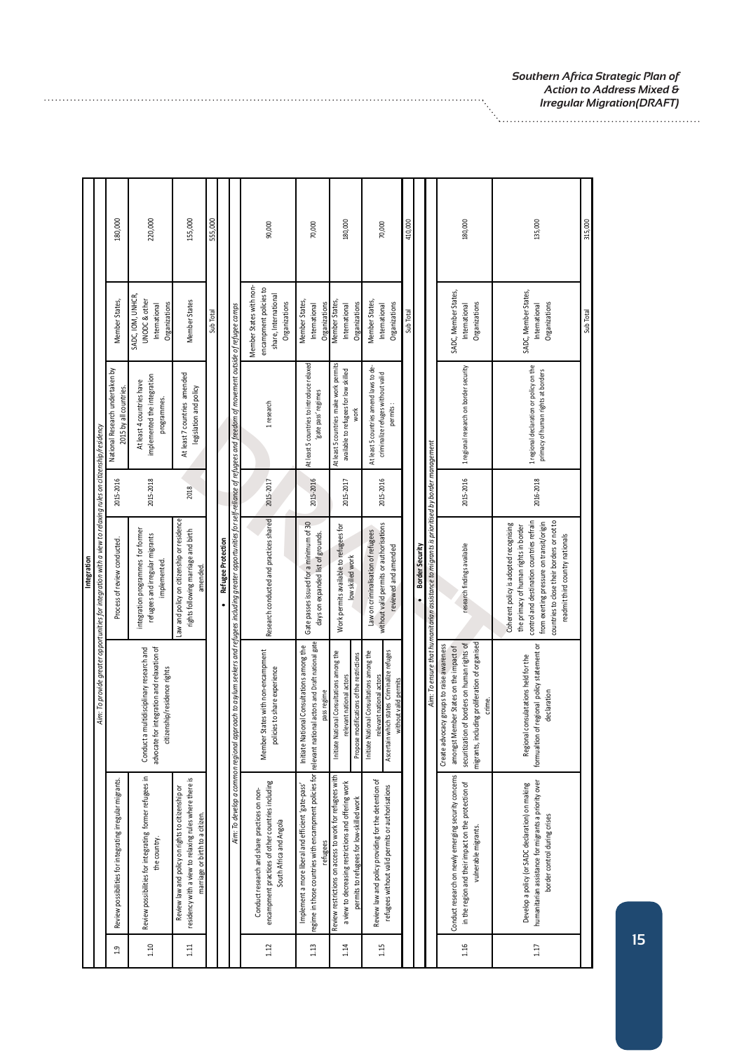| | | | | | | | |
|---|---|---|---|---|---|---|---|
| **Integration** | | | | | | | |
| *Aim: To provide greater opportunities for integration with a view to relaxing rules on citizenship/residency* | | | | | | | |
| 1.9 | Review possibilities for integrating irregular migrants. | | Process of review conducted. | 2015-2016 | National Research undertaken by 2015 by all countries. | Member States, | 180,000 |
| 1.10 | Review possibilities for integrating former refugees in the country. | Conduct a multidisciplinary research and advocate for integration and relaxation of citizenship/residence rights | integration programmes for former refugees and irregular migrants implemented. | 2015-2018 | At least 4 countries have implemented the integration programmes. | SADC, IOM, UNHCR, UNODC & other International Organizations | 220,000 |
| 1.11 | Review law and policy on rights to citizenship or residency with a view to relaxing rules where there is marriage or birth to a citizen. | | Law and policy on citizenship or residence rights following marriage and birth amended. | 2018 | At least 7 countries amended legislation and policy | Member States | 155,000 |
| | | | | | | Sub Total | 555,000 |
| **• Refugee Protection** | | | | | | | |
| *Aim: To develop a common regional approach to asylum seekers and refugees including greater opportunities for self-reliance of refugees and freedom of movement outside of refugee camps* | | | | | | | |
| 1.12 | Conduct research and share practices on non-encampment practices of other countries including South Africa and Angola | Member States with non-encampment policies to share experience | Research conducted and practices shared | 2015-2017 | 1 research | Member States with non-encampment policies to share, International Organizations | 90,000 |
| 1.13 | Implement a more liberal and efficient 'gate-pass' regime in those countries with encampment policies for refugees | Initiate National Consultations among the relevant national actors and Draft national gate pass regime | Gate passes issued for a minimum of 30 days on expanded list of grounds. | 2015-2016 | At least 5 countries to introduce relaxed 'gate pass' regimes | Member States, International Organizations | 70,000 |
| 1.14 | Review restrictions on access to work for refugees with a view to decreasing restrictions and offering work permits to refugees for low-skilled work | Initiate National Consultations among the relevant national actors<br>Propose modifications of the restrictions | Work permits available to refugees for low skilled work | 2015-2017 | At least 5 countries make work permits available to refugees for low skilled work | Member States, International Organizations | 180,000 |
| 1.15 | Review law and policy providing for the detention of refugees without valid permits or authorisations | Initiate National Consultations among the relevant national actors<br>Ascertain which states Criminalize refugees without valid permits | Law on criminalisation of refugees without valid permits or authorisations reviewed and amended | 2015-2016 | At least 5 countries amend laws to de-criminalize refugees without valid permits ; | Member States, International Organizations | 70,000 |
| | | | | | | Sub Total | 410,000 |
| **• Border Security** | | | | | | | |
| *Aim: To ensure that humanitarian assistance to migrants is prioritised by border management* | | | | | | | |
| 1.16 | Conduct research on newly emerging security concerns in the region and their impact on the protection of vulnerable migrants. | Create advocacy groups to raise awareness amongst Member States on the impact of securitization of borders on human rights of migrants, including proliferation of organised crime. | research findings available | 2015-2016 | 1 regional research on border security | SADC, Member States, International Organizations | 180,000 |
| 1.17 | Develop a policy (or SADC declaration) on making humanitarian assistance for migrants a priority over border control during crises | Regional consultations held for the formulation of regional policy statement or declaration | Coherent policy is adopted recognising the primacy of human rights in border control and destination countries refrain from exerting pressure on transit/origin countries to close their borders or not to readmit third country nationals | 2016-2018 | 1 regional declaration or policy on the primacy of human rights at borders | SADC, Member States, International Organizations | 135,000 |
| | | | | | | Sub Total | 315,000 |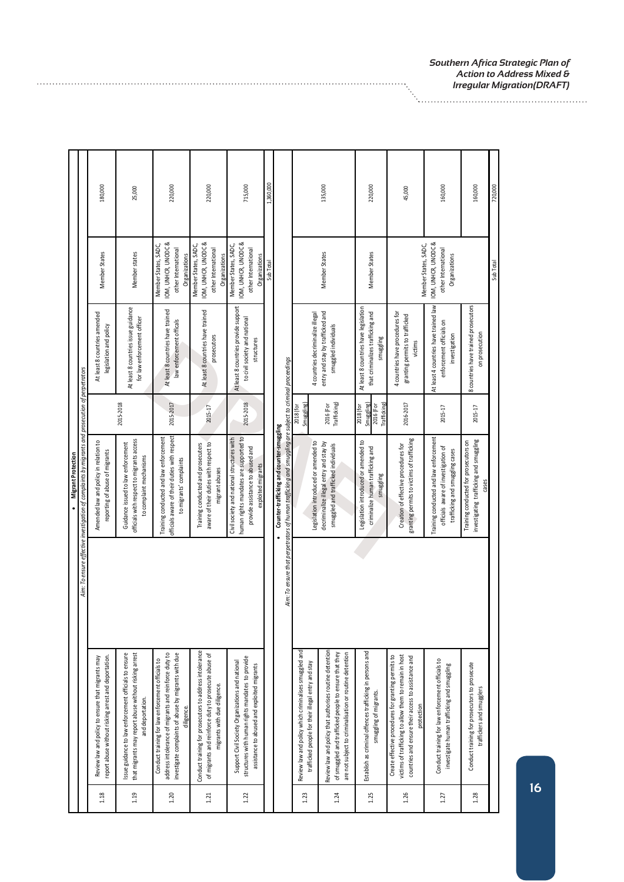| | | | | | | |
|---|---|---|---|---|---|---|
| | | • **Migrant Protection** | | | | |
| | | *Aim: To ensure effective investigation of complaints by migrants and prosecution of perpetrators* | | | | |
| 1.18 | Review law and policy to ensure that migrants may report abuse without risking arrest and deportation. | Amended law and policy in relation to reporting of abuse of migrants | 2015-2018 | At least 8 countries amended legislation and policy | Member States | 180,000 |
| 1.19 | Issue guidance to law enforcement officials to ensure that migrants may report abuse without risking arrest and deportation. | Guidance issued to law enforcement officials with respect to migrants access to complaint mechanisms | | At least 8 countries issue guidance for law enforcement officer | Member states | 25,000 |
| 1.20 | Conduct training for law enforcement officials to address intolerance of migrants and reinforce duty to investigate complaints of abuse by migrants with due diligence. | Training conducted and law enforcement officials aware of their duties with respect to migrants' complaints | 2015-2017 | At least 8 countries have trained law enforcement officials | Member States, SADC, IOM, UNHCR, UNODC & other International Organizations | 220,000 |
| 1.21 | Conduct training for prosecutors to address intolerance of migrants and reinforce duty to prosecute abuse of migrants with due diligence. | Training conducted and prosecutors aware of their duties with respect to migrant abuses | 2015-17 | At least 8 countries have trained prosecutors | Member States, SADC, IOM, UNHCR, UNODC & other International Organizations | 220,000 |
| 1.22 | Support Civil Society Organizations and national structures with human rights mandates to provide assistance to abused and exploited migrants | Civil society and national structures with human rights mandates are supported to provide assistance to abused and exploited migrants | 2015-2018 | At least 8 countries provide support to civil society and national structures | Member States, SADC, IOM, UNHCR, UNODC & other International Organizations | 715,000 |
| | | | | | Sub Total | 1,360,000 |
| | | • **Counter-trafficking and counter-smuggling** | | | | |
| | | *Aim: To ensure that perpetrators of human trafficking and smuggling are subject to criminal proceedings* | | | | |
| 1.23 | Review law and policy which criminalises smuggled and trafficked people for their illegal entry and stay | Legislation introduced or amended to decriminalize illegal entry and stay by smuggled and trafficked individuals | 2018 (for Smuggling) 2016 (For Trafficking) | 4 countries decriminalize illegal entry and stay by trafficked and smuggled individuals | Member States | 135,000 |
| 1.24 | Review law and policy that authorises routine detention of smuggled and trafficked people to ensure that they are not subject to criminalisation or routine detention | | | | | |
| 1.25 | Establish as criminal offences trafficking in persons and smuggling of migrants. | Legislation introduced or amended to criminalize human trafficking and smuggling | 2018 (for Smuggling) 2016 (For Trafficking) | At least 8 countries have legislation that criminalizes trafficking and smuggling | Member States | 220,000 |
| 1.26 | Create effective procedures for granting permits to victims of trafficking to allow them to remain in host countries and ensure their access to assistance and protection | Creation of effective procedures for granting permits to victims of trafficking | 2016-2017 | 4 countries have procedures for granting permits to trafficked victims | Member States, SADC, IOM, UNHCR, UNODC & other International Organizations | 45,000 |
| 1.27 | Conduct training for law enforcement officials to investigate human trafficking and smuggling | Training conducted and law enforcement officials aware of investigation of trafficking and smuggling cases | 2015-17 | At least 4 countries have trained law enforcement officials on investigation | | 160,000 |
| 1.28 | Conduct training for prosecutors to prosecute traffickers and smugglers | Training conducted for prosecutors on investigating trafficking and smuggling cases | 2015-17 | 8 countries have trained prosecutors on prosecution | | 160,000 |
| | | | | | Sub Total | 720,000 |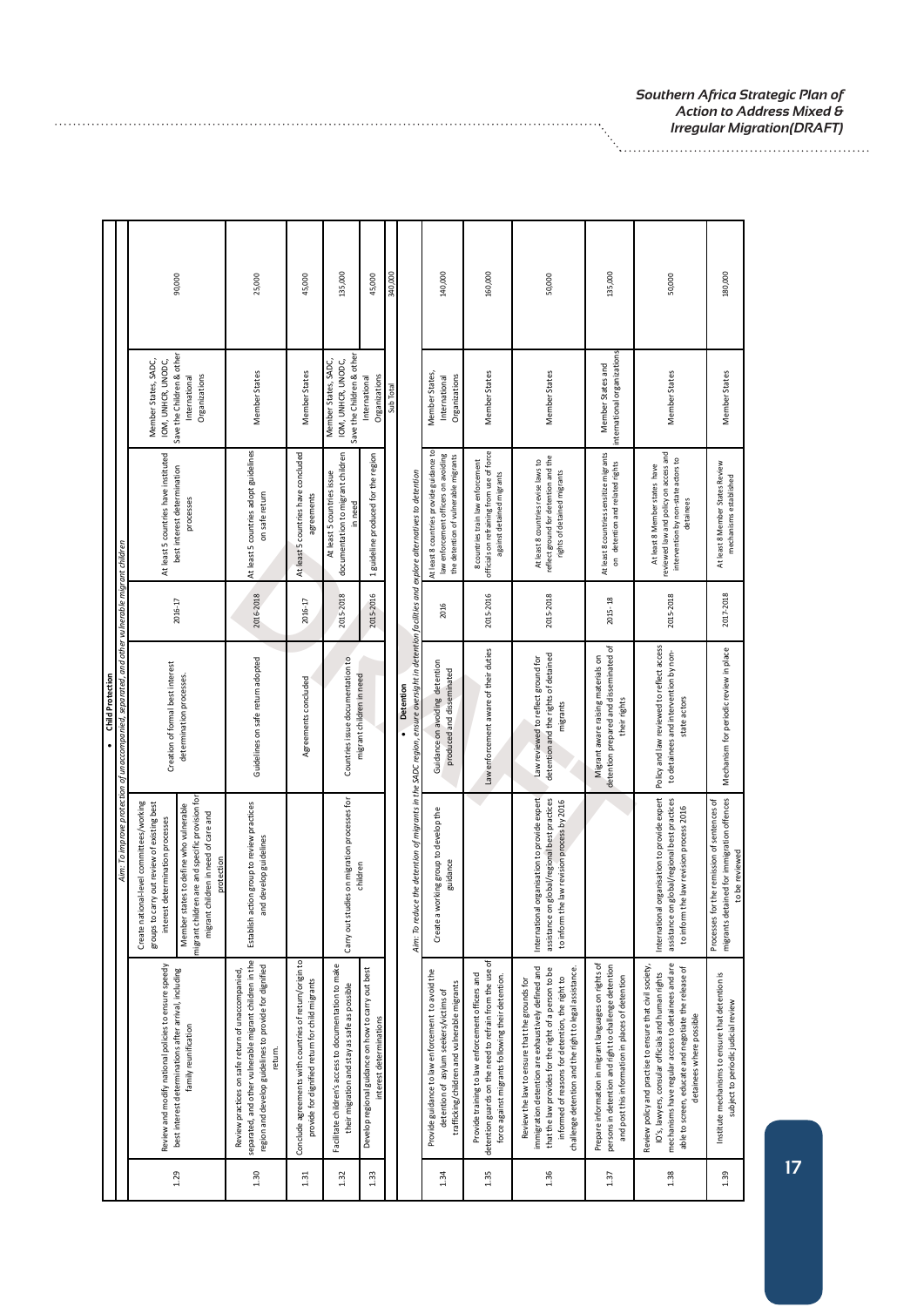| | | | | | | | |
|---|---|---|---|---|---|---|---|
| **• Child Protection** | | | | | | | |
| *Aim: To improve protection of unaccompanied, separated, and other vulnerable migrant children* | | | | | | | |
| 1.29 | Review and modify national policies to ensure speedy best interest determinations after arrival, including family reunification | Create national-level committees/working groups to carry out review of existing best interest determination processes<br><br>Member states to define who vulnerable migrant children are and specific provision for migrant children in need of care and protection | Creation of formal best interest determination processes. | 2016-17 | At least 5 countries have instituted best interest determination processes | Member States, SADC, IOM, UNHCR, UNODC, Save the Children & other International Organizations | 90,000 |
| 1.30 | Review practices on safe return of unaccompanied, separated, and other vulnerable migrant children in the region and develop guidelines to provide for dignified return. | Establish action group to review practices and develop guidelines | Guidelines on safe return adopted | 2016-2018 | At least 5 countries adopt guidelines on safe return | Member States | 25,000 |
| 1.31 | Conclude agreements with countries of return/origin to provide for dignified return for child migrants | | Agreements concluded | 2016-17 | At least 5 countries have concluded agreements | Member States | 45,000 |
| 1.32 | Facilitate children's access to documentation to make their migration and stay as safe as possible | Carry out studies on migration processes for children | Countries issue documentation to migrant children in need | 2015-2018 | At least 5 countries issue documentation to migrant children in need | Member States, SADC, IOM, UNHCR, UNODC, Save the Children & other International Organizations | 135,000 |
| 1.33 | Develop regional guidance on how to carry out best interest determinations | | | 2015-2016 | 1 guideline produced for the region | | 45,000 |
| | | | | | | Sub Total | 340,000 |
| **• Detention** | | | | | | | |
| *Aim: To reduce the detention of migrants in the SADC region, ensure oversight in detention facilities and explore alternatives to detention* | | | | | | | |
| 1.34 | Provide guidance to law enforcement to avoid the detention of asylum seekers/victims of trafficking/children and vulnerable migrants | Create a working group to develop the guidance | Guidance on avoiding detention produced and disseminated | 2016 | At least 8 countries provide guidance to law enforcement officers on avoiding the detention of vulnerable migrants | Member States, International Organizations | 140,000 |
| 1.35 | Provide training to law enforcement officers and detention guards on the need to refrain from the use of force against migrants following their detention. | | Law enforcement aware of their duties | 2015-2016 | 8 countries train law enforcement officials on refraining from use of force against detained migrants | Member States | 160,000 |
| 1.36 | Review the law to ensure that the grounds for immigration detention are exhaustively defined and that the law provides for the right of a person to be informed of reasons for detention, the right to challenge detention and the right to legal assistance. | International organisation to provide expert assistance on global/regional best practices to inform the law revision process by 2016 | Law reviewed to reflect ground for detention and the rights of detained migrants | 2015-2018 | At least 8 countries revise laws to reflect ground for detention and the rights of detained migrants | Member States | 50,000 |
| 1.37 | Prepare information in migrant languages on rights of persons in detention and right to challenge detention and post this information in places of detention | | Migrant aware raising materials on detention prepared and disseminated of their rights | 2015 - 18 | At least 8 countries sensitize migrants on detention and related rights | Member States and international organizations | 135,000 |
| 1.38 | Review policy and practise to ensure that civil society, IO's, lawyers, consular officials and human rights mechanisms have regular access to detainees and are able to screen, educate and negotiate the release of detainees where possible | International organisation to provide expert assistance on global/regional best practices to inform the law revision process 2016 | Policy and law reviewed to reflect access to detainees and intervention by non-state actors | 2015-2018 | At least 8 Member states have reviewed law and policy on access and intervention by non-state actors to detainees | Member States | 50,000 |
| 1.39 | Institute mechanisms to ensure that detention is subject to periodic judicial review | Processes for the remission of sentences of migrants detained for immigration offences to be reviewed | Mechanism for periodic review in place | 2017-2018 | At least 8 Member States Review mechanisms established | Member States | 180,000 |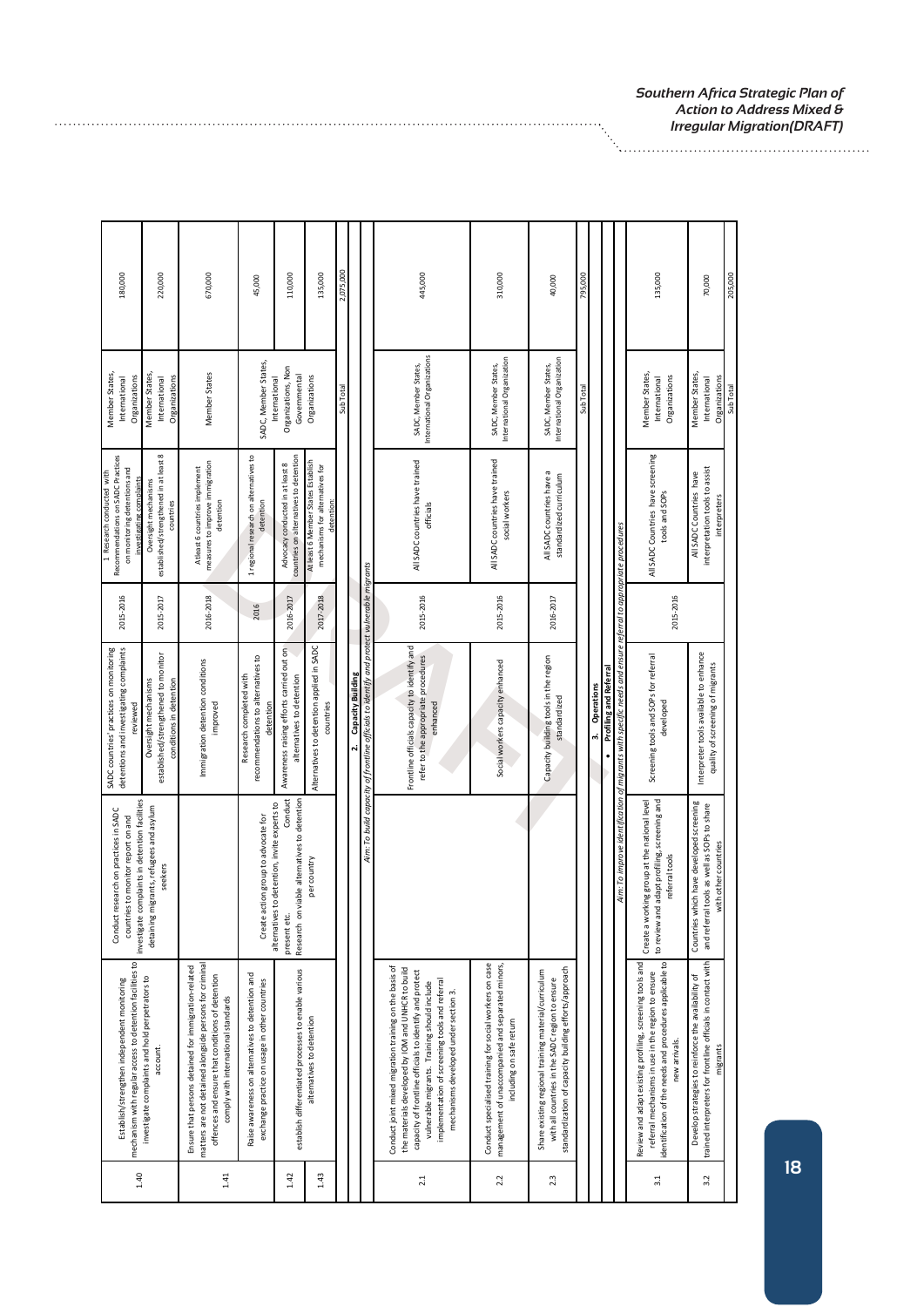| | | | | | | | |
|---|---|---|---|---|---|---|---|
| 1.40 | Establish/strengthen independent monitoring mechanism with regular access to detention facilities to investigate complaints and hold perpetrators to account. | Conduct research on practices in SADC countries to monitor report on and investigate complaints in detention facilities detaining migrants, refugees and asylum seekers | SADC countries' practices on monitoring detentions and investigating complaints reviewed | 2015-2016 | 1 Research conducted with Recommendations on SADC Practices on monitoring detentions and investigating complaints | Member States, International Organizations | 180,000 |
| | | | Oversight mechanisms established/strengthened to monitor conditions in detention | 2015-2017 | Oversight mechanisms established/strengthened in at least 8 countries | Member States, International Organizations | 220,000 |
| 1.41 | Ensure that persons detained for immigration-related matters are not detained alongside persons for criminal offences and ensure that conditions of detention comply with international standards | | Immigration detention conditions improved | 2016-2018 | At least 6 countries implement measures to improve immigration detention | Member States | 670,000 |
| 1.42 | Raise awareness on alternatives to detention and exchange practice on usage in other countries | Create action group to advocate for alternatives to detention, invite experts to present etc. | Research completed with recommendations to alternatives to detention | 2016 | 1 regional research on alternatives to detention | SADC, Member States, International Organizations, Non Governmental Organizations | 45,000 |
| | establish differentiated processes to enable various alternatives to detention | Conduct Research on viable alternatives to detention per country | Awareness raising efforts carried out on alternatives to detention | 2016-2017 | Advocacy conducted in at least 8 countries on alternatives to detention | | 110,000 |
| 1.43 | | | Alternatives to detention applied in SADC countries | 2017-2018 | At least 6 Member States Establish mechanisms for alternatives for detention | | 135,000 |
| | | | | | | Sub Total | 2,075,000 |
| | | | **2. Capacity Building** | | | | |
| | | | *Aim: To build capacity of frontline officials to identify and protect vulnerable migrants* | | | | |
| 2.1 | Conduct joint mixed migration training on the basis of the materials developed by IOM and UNHCR to build capacity of frontline officials to identify and protect vulnerable migrants. Training should include implementation of screening tools and referral mechanisms developed under section 3. | | Frontline officials capacity to identify and refer to the appropriate procedures enhanced | 2015-2016 | All SADC countries have trained officials | SADC, Member States, International Organizations | 445,000 |
| 2.2 | Conduct specialised training for social workers on case management of unaccompanied and separated minors, including on safe return | | Social workers capacity enhanced | 2015-2016 | All SADC countries have trained social workers | SADC, Member States, International Organization | 310,000 |
| 2.3 | Share existing regional training material/curriculum with all countries in the SADC region to ensure standardization of capacity building efforts/approach | | Capacity building tools in the region standardized | 2016-2017 | All SADC countries have a standardized curriculum | SADC, Member States, International Organization | 40,000 |
| | | | | | | Sub Total | 795,000 |
| | | | **3. Operations** | | | | |
| | | | **• Profiling and Referral** | | | | |
| | | | *Aim: To improve identification of migrants with specific needs and ensure referral to appropriate procedures* | | | | |
| 3.1 | Review and adapt existing profiling, screening tools and referral mechanisms in use in the region to ensure identification of the needs and procedures applicable to new arrivals. | Create a working group at the national level to review and adapt profiling, screening and referral tools | Screening tools and SOPs for referral developed | 2015-2016 | All SADC Countries have screening tools and SOPs | Member States, International Organizations | 135,000 |
| 3.2 | Develop strategies to reinforce the availability of trained interpreters for frontline officials in contact with migrants | Countries which have developed screening and referral tools as well as SOPs to share with other countries | Interpreter tools available to enhance quality of screening of migrants | | All SADC Countries have interpretation tools to assist interpreters | Member States, International Organizations | 70,000 |
| | | | | | | Sub Total | 205,000 |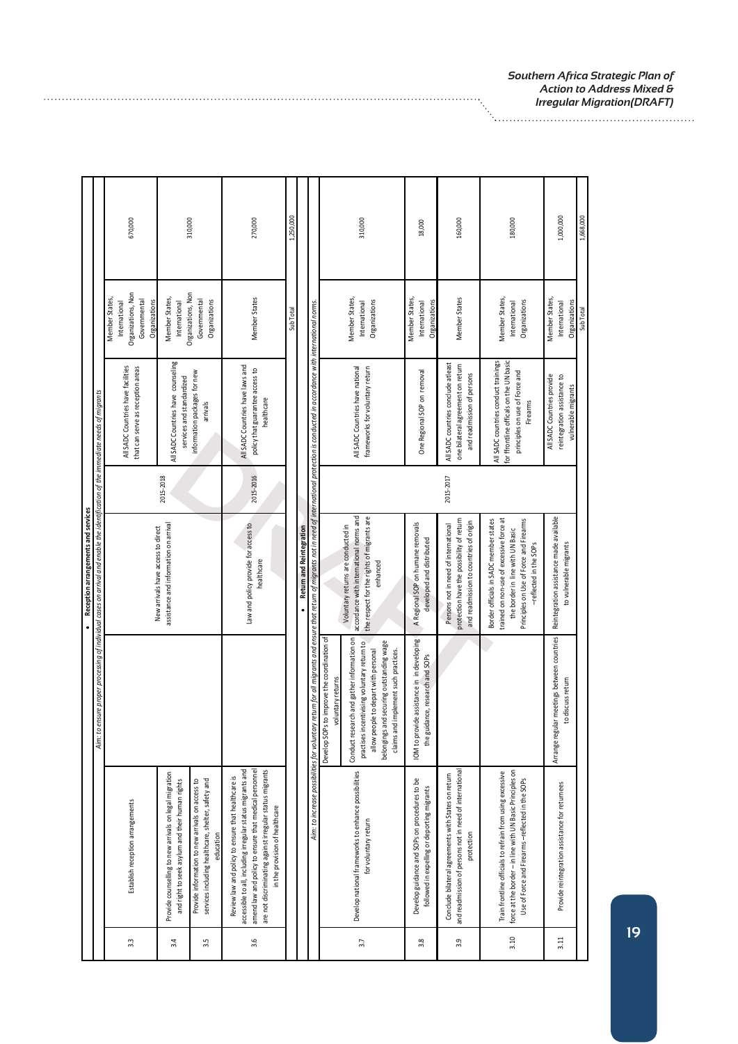| | | | | | | | |
|---|---|---|---|---|---|---|---|
| **• Reception arrangements and services** | | | | | | | |
| *Aim: to ensure proper processing of individual cases on arrival and enable the identification of the immediate needs of migrants* | | | | | | | |
| 3.3 | Establish reception arrangements | | | | All SADC Countries have facilities that can serve as reception areas | Member States, International Organizations, Non Governmental Organizations | 670,000 |
| 3.4 | Provide counselling to new arrivals on legal migration and right to seek asylum and their human rights | | New arrivals have access to direct assistance and information on arrival | 2015-2018 | All SADC Countries have counseling services and standardized information packages for new arrivals | Member States, International Organizations, Non Governmental Organizations | 310,000 |
| 3.5 | Provide information to new arrivals on access to services including healthcare, shelter, safety and education | | | | | | |
| 3.6 | Review law and policy to ensure that healthcare is accessible to all, including irregular status migrants and amend law and policy to ensure that medical personnel are not discriminating against irregular status migrants in the provision of healthcare | | Law and policy provide for access to healthcare | 2015-2016 | All SADC Countries have laws and policy that guarantee access to healthcare | Member States | 270,000 |
| | | | | | | Sub Total | 1,250,000 |
| **• Return and Reintegration** | | | | | | | |
| *Aim: to increase possibilities for voluntary return for all migrants and ensure that return of migrants not in need of international protection is conducted in accordance with international norms.* | | | | | | | |
| 3.7 | Develop national frameworks to enhance possibilities for voluntary return | Develop SOPs to improve the coordination of voluntary returns<br>Conduct research and gather information on practises incentivising voluntary return to allow people to depart with personal belongings and securing outstanding wage claims and implement such practices. | Voluntary returns are conducted in accordance with international norms and the respect for the rights of migrants are enhanced | 2015-2017 | All SADC Countries have national frameworks for voluntary return | Member States, International Organizations | 310,000 |
| 3.8 | Develop guidance and SOPs on procedures to be followed in expelling or deporting migrants | IOM to provide assistance in in developing the guidance, research and SOPs | A Regional SOP on humane removals developed and distributed | | One Regional SOP on removal | Member States, International Organizations | 18,000 |
| 3.9 | Conclude bilateral agreements with States on return and readmission of persons not in need of international protection | | Persons not in need of international protection have the possibility of return and readmission to countries of origin | | All SADC countries conclude atleast one bilateral agreement on return and readmission of persons | Member States | 160,000 |
| 3.10 | Train frontline officials to refrain from using excessive force at the border – in line with UN Basic Principles on Use of Force and Firearms –reflected in the SOPs | | Border officials in SADC member states trained on non-use of excessive force at the border in line with UN Basic Principles on Use of Force and Firearms –reflected in the SOPs | | All SADC countries conduct trainings for frontline officals on the UN basic principles on use of Force and Firearms | Member States, International Organizations | 180,000 |
| 3.11 | Provide reintegration assistance for returnees | Arrange regular meetings between countries to discuss return | Reintegration assistance made available to vulnerable migrants | | All SADC Countries provide reintegration assistance to vulnerable migrants | Member States, International Organizations | 1,000,000 |
| | | | | | | Sub Total | 1,668,000 |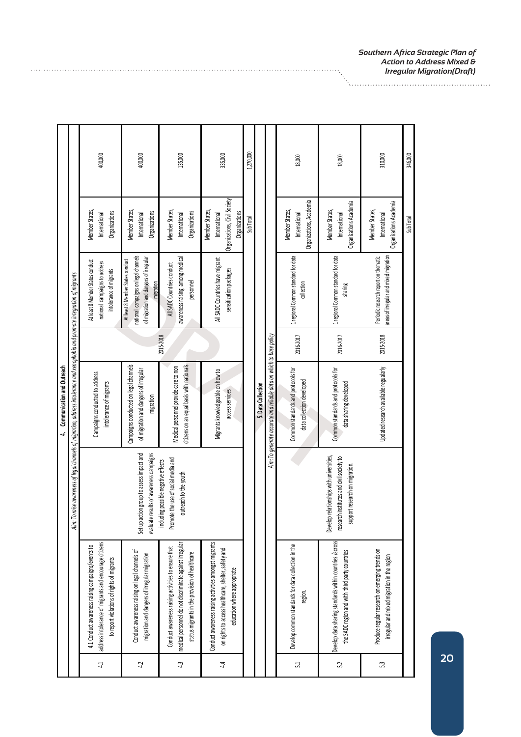| | | | | | | | |
|---|---|---|---|---|---|---|---|
| **4. Communication and Outreach** | | | | | | | |
| *Aim: To raise awareness of legal channels of migration, address intolerance and xenophobia and promote integration of migrants* | | | | | | | |
| 4.1 | 4.1 Conduct awareness raising campaigns/events to address intolerance of migrants and encourage citizens to report violations of rights of migrants | Set up action group to assess impact and evaluate results of awareness campaigns including possible negative effects | Campaigns conducted to address intolerance of migrants | 2015-2018 | At least 8 Member States conduct national campaigns to address intolerance of migrants | Member States, International Organizations | 400,000 |
| 4.2 | Conduct awareness raising on legal channels of migration and dangers of irregular migration | | Campaigns conducted on legal channels of migration and dangers of irregular migration | | At least 8 Member States conduct national campaigns on legal channels of migration and dangers of irregular migration | Member States, International Organizations | 400,000 |
| 4.3 | Conduct awareness raising activities to ensure that medical personnel do not discriminate against irregular status migrants in the provision of healthcare | Promote the use of social media and outreach to the youth | Medical personnel provide care to non citizens on an equal basis with nationals | | All SADC Countries conduct awareness raising among medical personnel | Member States, International Organizations | 135,000 |
| 4.4 | Conduct awareness raising activities amongst migrants on rights to access healthcare, shelter, safety and education where appropriate | | Migrants knowledgeable on how to access services | | All SADC Countries have migrant sensitization packages | Member States, International Organizations, Civil Society Organizations | 335,000 |
| | | | | | | Sub Total | 1,270,000 |
| **5. Data Collection** | | | | | | | |
| *Aim: To generate accurate and reliable data on which to base policy* | | | | | | | |
| 5.1 | Develop common standards for data collection in the region. | Develop relationships with universities, research institutes and civil society to support research on migration. | Common standards and protocols for data collection developed | 2016-2017 | 1 regional Common standard for data collection | Member States, International Organizations, Academia | 18,000 |
| 5.2 | Develop data sharing standards within countries /across the SADC region and with third party countries | | Common standards and protocols for data sharing developed | 2016-2017 | 1 regional Common standard for data sharing | Member States, International Organizations Academia | 18,000 |
| 5.3 | Produce regular research on emerging trends on irregular and mixed migration in the region | | Updated research available regularly | 2015-2018 | Periodic research report on thematic areas of irregular and mixed migration | Member States, International Organizations Academia | 310,000 |
| | | | | | | Sub Total | 346,000 |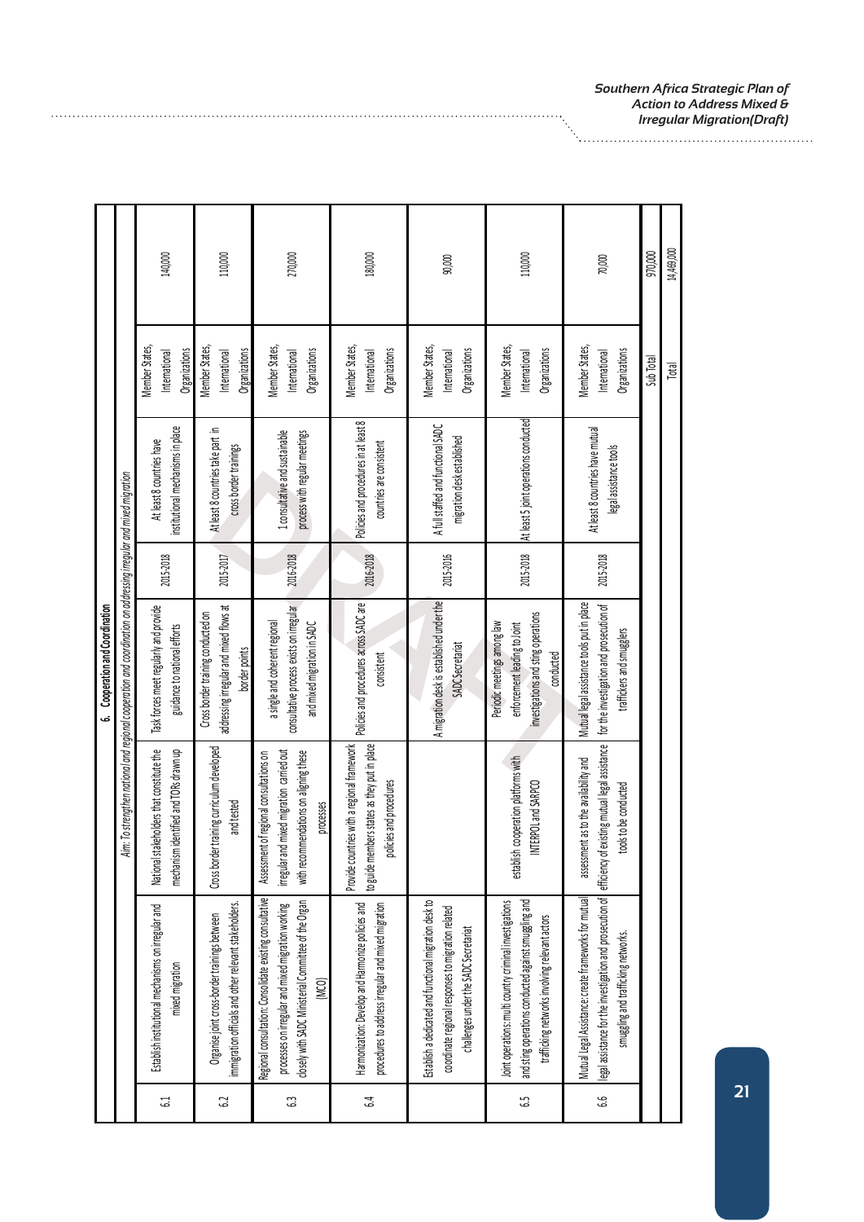| | | | | | | | |
|---|---|---|---|---|---|---|---|
| **6. Cooperation and Coordination** | | | | | | | |
| *Aim: To strengthen national and regional cooperation and coordination on addressing irregular and mixed migration* | | | | | | | |
| 6.1 | Establish institutional mechanisms on irregular and mixed migration | National stakeholders that constitute the mechanism identified and TORs drawn up | Task forces meet regularly and provide guidance to national efforts | 2015-2018 | At least 8 countries have institutional mechanisms in place | Member States, International Organizations | 140,000 |
| 6.2 | Organise joint cross-border trainings between immigration officials and other relevant stakeholders. | Cross border training curriculum developed and tested | Cross border training conducted on addressing irregular and mixed flows at border points | 2015-2017 | At least 8 countries take part in cross border trainings | Member States, International Organizations | 110,000 |
| 6.3 | Regional consultation: Consolidate existing consultative processes on irregular and mixed migration working closely with SADC Ministerial Committee of the Organ (MCO) | Assessment of regional consultations on irregular and mixed migration carried out with recommendations on aligning these processes | a single and coherent regional consultative process exists on irregular and mixed migration in SADC | 2016-2018 | 1 consultative and sustainable process with regular meetings | Member States, International Organizations | 270,000 |
| 6.4 | Harmonization: Develop and Harmonize policies and procedures to address irregular and mixed migration | Provide countries with a regional framework to guide members states as they put in place policies and procedures | Policies and procedures across SADC are consistent | 2016-2018 | Policies and procedures in at least 8 countries are consistent | Member States, International Organizations | 180,000 |
| | Establish a dedicated and functional migration desk to coordinate regional responses to migration related challenges under the SADC Secretariat | | A migration desk is established under the SADC Secretariat | 2015-2016 | A full staffed and functional SADC migration desk established | Member States, International Organizations | 90,000 |
| 6.5 | Joint operations: multi country criminal investigations and sting operations conducted against smuggling and trafficking networks involving relevant actors | establish cooperation platforms with INTERPOL and SARPCO | Periodic meetings among law enforcement leading to Joint investigations and sting operations conducted | 2015-2018 | At least 5 joint operations conducted | Member States, International Organizations | 110,000 |
| 6.6 | Mutual Legal Assistance: create frameworks for mutual legal assistance for the investigation and prosecution of smuggling and trafficking networks. | assessment as to the availability and efficiency of existing mutual legal assistance tools to be conducted | Mutual legal assistance tools put in place for the investigation and prosecution of traffickers and smugglers | 2015-2018 | At least 8 countries have mutual legal assistance tools | Member States, International Organizations | 70,000 |
| | | | | | | Sub Total | 970,000 |
| | | | | | | Total | 14,469,000 |